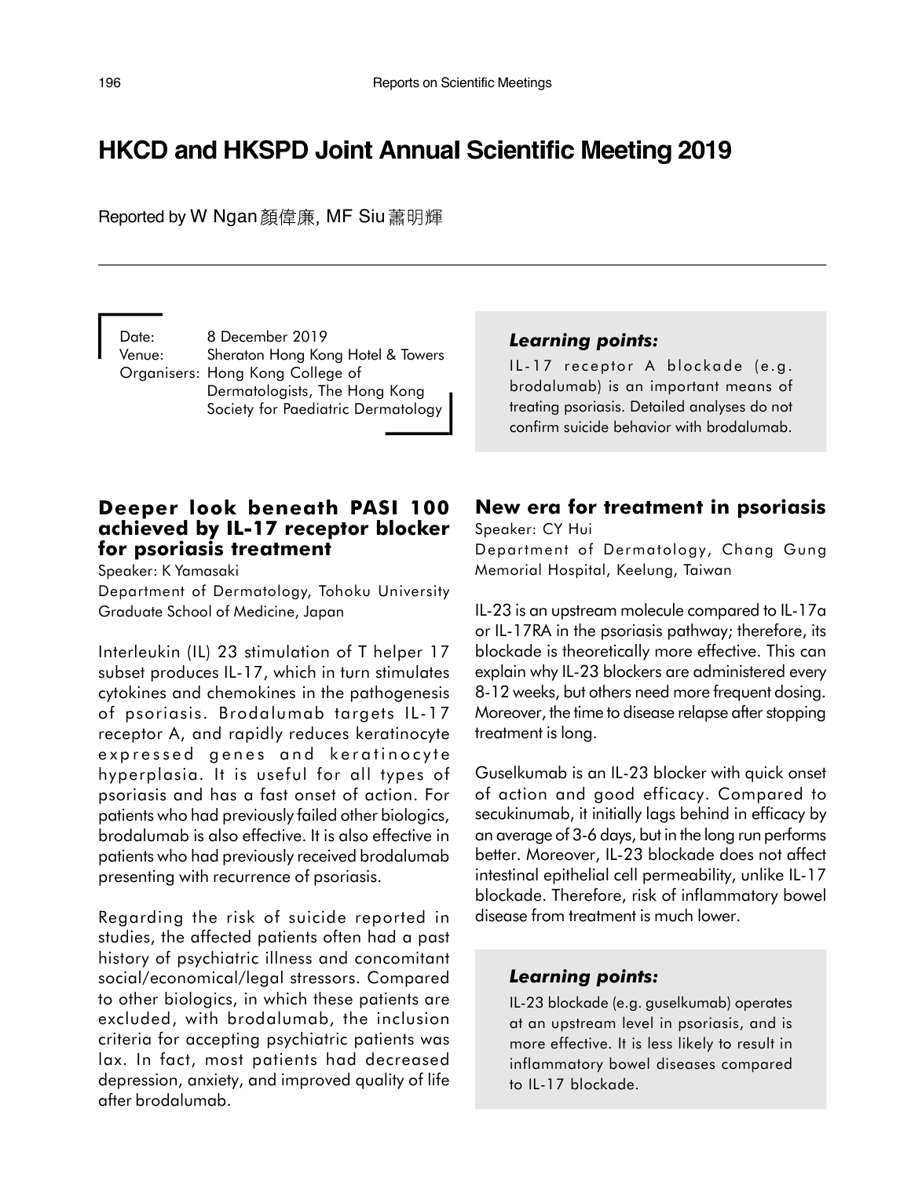# HKCD and HKSPD Joint Annual Scientific Meeting 2019

Reported by W Ngan 顏偉廉, MF Siu 蕭明輝

Date: 8 December 2019
Venue: Sheraton Hong Kong Hotel & Towers
Organisers: Hong Kong College of Dermatologists, The Hong Kong Society for Paediatric Dermatology

## Deeper look beneath PASI 100 achieved by IL-17 receptor blocker for psoriasis treatment

Speaker: K Yamasaki

Department of Dermatology, Tohoku University Graduate School of Medicine, Japan

Interleukin (IL) 23 stimulation of T helper 17 subset produces IL-17, which in turn stimulates cytokines and chemokines in the pathogenesis of psoriasis. Brodalumab targets IL-17 receptor A, and rapidly reduces keratinocyte expressed genes and keratinocyte hyperplasia. It is useful for all types of psoriasis and has a fast onset of action. For patients who had previously failed other biologics, brodalumab is also effective. It is also effective in patients who had previously received brodalumab presenting with recurrence of psoriasis.

Regarding the risk of suicide reported in studies, the affected patients often had a past history of psychiatric illness and concomitant social/economical/legal stressors. Compared to other biologics, in which these patients are excluded, with brodalumab, the inclusion criteria for accepting psychiatric patients was lax. In fact, most patients had decreased depression, anxiety, and improved quality of life after brodalumab.

### *Learning points:*

IL-17 receptor A blockade (e.g. brodalumab) is an important means of treating psoriasis. Detailed analyses do not confirm suicide behavior with brodalumab.

## New era for treatment in psoriasis

Speaker: CY Hui

Department of Dermatology, Chang Gung Memorial Hospital, Keelung, Taiwan

IL-23 is an upstream molecule compared to IL-17a or IL-17RA in the psoriasis pathway; therefore, its blockade is theoretically more effective. This can explain why IL-23 blockers are administered every 8-12 weeks, but others need more frequent dosing. Moreover, the time to disease relapse after stopping treatment is long.

Guselkumab is an IL-23 blocker with quick onset of action and good efficacy. Compared to secukinumab, it initially lags behind in efficacy by an average of 3-6 days, but in the long run performs better. Moreover, IL-23 blockade does not affect intestinal epithelial cell permeability, unlike IL-17 blockade. Therefore, risk of inflammatory bowel disease from treatment is much lower.

### *Learning points:*

IL-23 blockade (e.g. guselkumab) operates at an upstream level in psoriasis, and is more effective. It is less likely to result in inflammatory bowel diseases compared to IL-17 blockade.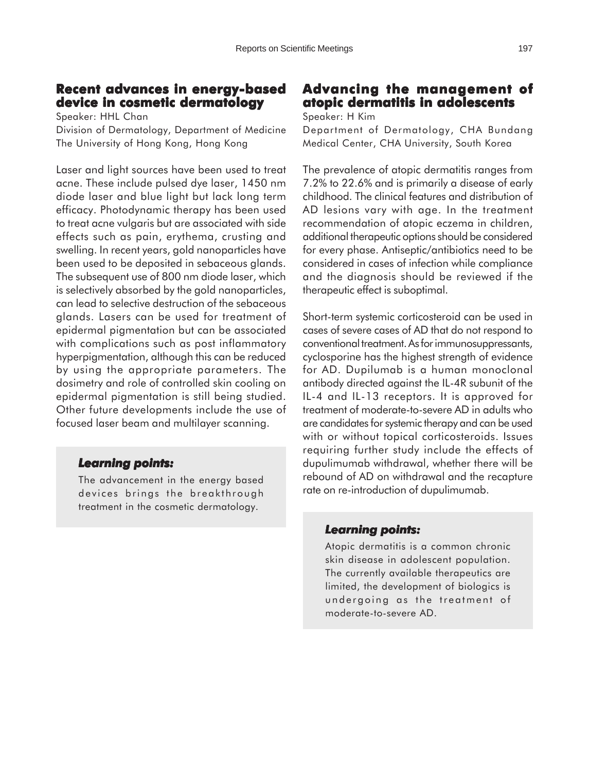## Recent advances in energy-based device in cosmetic dermatology

Speaker: HHL Chan

Division of Dermatology, Department of Medicine
The University of Hong Kong, Hong Kong

Laser and light sources have been used to treat acne. These include pulsed dye laser, 1450 nm diode laser and blue light but lack long term efficacy. Photodynamic therapy has been used to treat acne vulgaris but are associated with side effects such as pain, erythema, crusting and swelling. In recent years, gold nanoparticles have been used to be deposited in sebaceous glands. The subsequent use of 800 nm diode laser, which is selectively absorbed by the gold nanoparticles, can lead to selective destruction of the sebaceous glands. Lasers can be used for treatment of epidermal pigmentation but can be associated with complications such as post inflammatory hyperpigmentation, although this can be reduced by using the appropriate parameters. The dosimetry and role of controlled skin cooling on epidermal pigmentation is still being studied. Other future developments include the use of focused laser beam and multilayer scanning.

> ***Learning points:***
>
> The advancement in the energy based devices brings the breakthrough treatment in the cosmetic dermatology.

## Advancing the management of atopic dermatitis in adolescents

Speaker: H Kim

Department of Dermatology, CHA Bundang Medical Center, CHA University, South Korea

The prevalence of atopic dermatitis ranges from 7.2% to 22.6% and is primarily a disease of early childhood. The clinical features and distribution of AD lesions vary with age. In the treatment recommendation of atopic eczema in children, additional therapeutic options should be considered for every phase. Antiseptic/antibiotics need to be considered in cases of infection while compliance and the diagnosis should be reviewed if the therapeutic effect is suboptimal.

Short-term systemic corticosteroid can be used in cases of severe cases of AD that do not respond to conventional treatment. As for immunosuppressants, cyclosporine has the highest strength of evidence for AD. Dupilumab is a human monoclonal antibody directed against the IL-4R subunit of the IL-4 and IL-13 receptors. It is approved for treatment of moderate-to-severe AD in adults who are candidates for systemic therapy and can be used with or without topical corticosteroids. Issues requiring further study include the effects of dupulimumab withdrawal, whether there will be rebound of AD on withdrawal and the recapture rate on re-introduction of dupulimumab.

> ***Learning points:***
>
> Atopic dermatitis is a common chronic skin disease in adolescent population. The currently available therapeutics are limited, the development of biologics is undergoing as the treatment of moderate-to-severe AD.